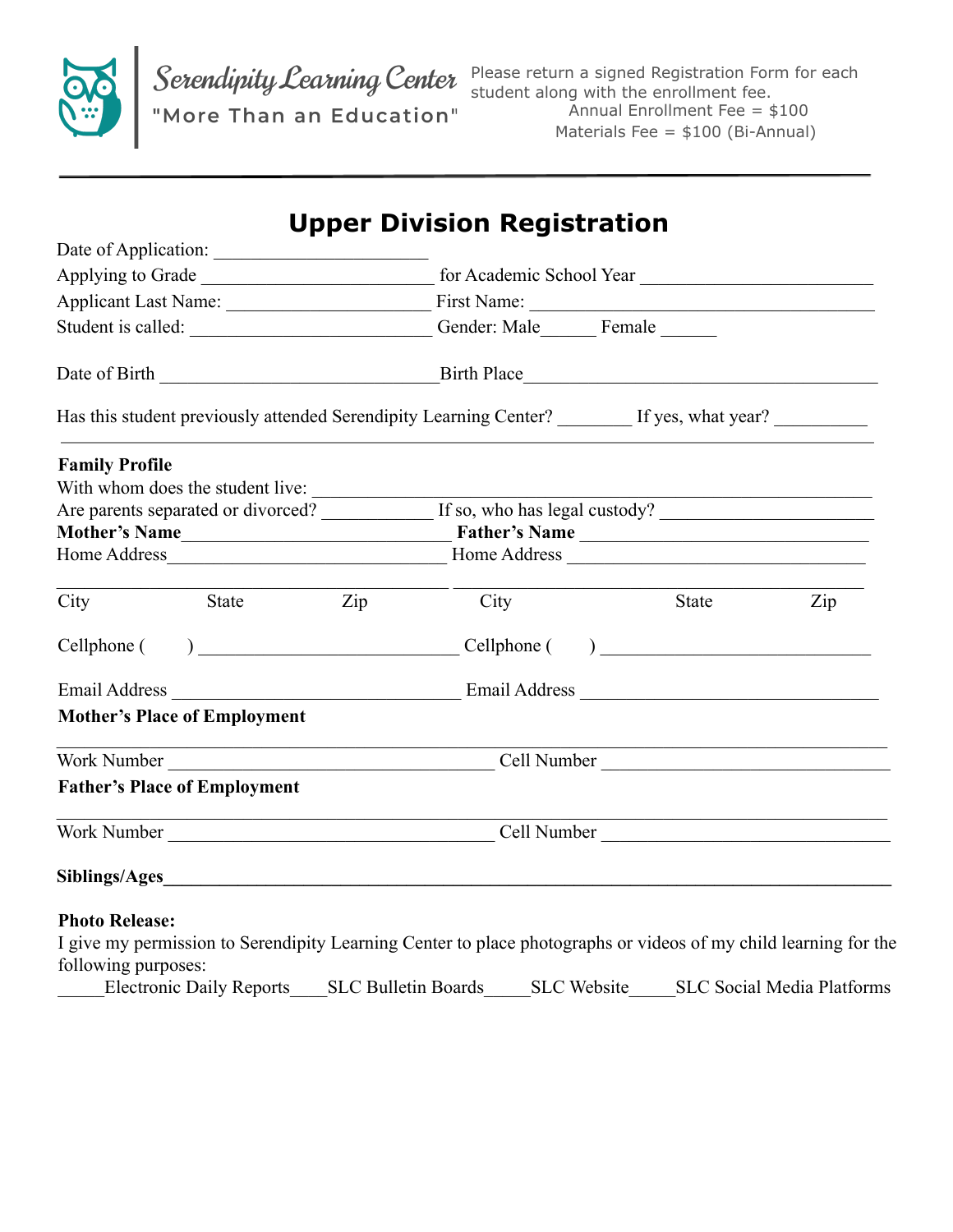Serendipity Learning Center

"More Than an Education"

Please return a signed Registration Form for each student along with the enrollment fee.
Annual Enrollment Fee = $100
Materials Fee = $100 (Bi-Annual)

---

# Upper Division Registration

Date of Application: ______________________

Applying to Grade ______________________ for Academic School Year ______________________

Applicant Last Name: ____________________ First Name: ______________________________

Student is called: ______________________ Gender: Male_____ Female _____

Date of Birth ____________________________ Birth Place ____________________________________

Has this student previously attended Serendipity Learning Center? ________ If yes, what year? __________

---

**Family Profile**

With whom does the student live: ______________________________________________________

Are parents separated or divorced? ___________ If so, who has legal custody? ______________________

**Mother's Name**____________________________ **Father's Name** ______________________________

Home Address____________________________ Home Address ______________________________

____________________________________________ ____________________________________________

City State Zip City State Zip

Cellphone (     ) __________________________ Cellphone (     ) __________________________

Email Address ______________________________ Email Address ______________________________

**Mother's Place of Employment**

______________________________________________________________________________

Work Number ____________________________________ Cell Number ______________________________

**Father's Place of Employment**

______________________________________________________________________________

Work Number ____________________________________ Cell Number ______________________________

**Siblings/Ages**______________________________________________________________________

**Photo Release:**

I give my permission to Serendipity Learning Center to place photographs or videos of my child learning for the following purposes:

_____Electronic Daily Reports____SLC Bulletin Boards_____SLC Website_____SLC Social Media Platforms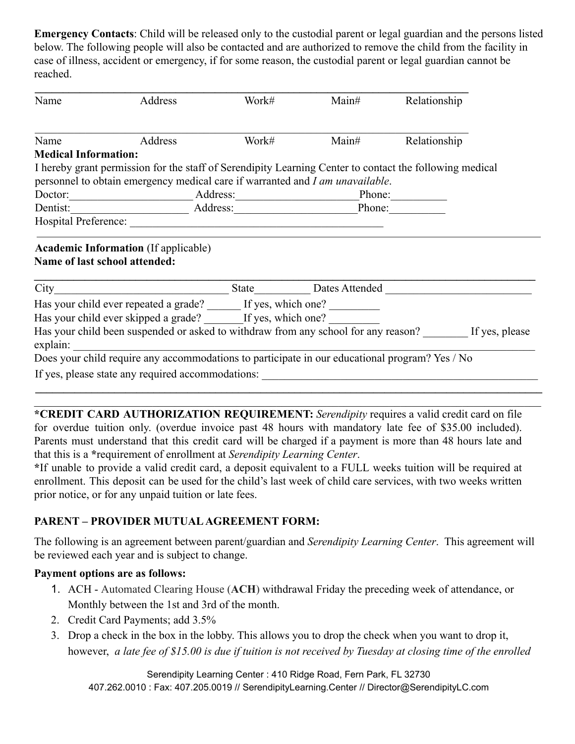**Emergency Contacts**: Child will be released only to the custodial parent or legal guardian and the persons listed below. The following people will also be contacted and are authorized to remove the child from the facility in case of illness, accident or emergency, if for some reason, the custodial parent or legal guardian cannot be reached.

_______________________________________________________________________________

Name Address Work# Main# Relationship

_______________________________________________________________________________

Name Address Work# Main# Relationship

**Medical Information:**

I hereby grant permission for the staff of Serendipity Learning Center to contact the following medical personnel to obtain emergency medical care if warranted and *I am unavailable*.

Doctor:_____________________ Address:_____________________Phone:__________

Dentist:____________________ Address:_____________________Phone:__________

Hospital Preference: _____________________________________________

**Academic Information** (If applicable)
**Name of last school attended:**

_______________________________________________________________________________

City______________________________ State_________ Dates Attended _________________________

Has your child ever repeated a grade? ______ If yes, which one? _________

Has your child ever skipped a grade? _______If yes, which one? _________

Has your child been suspended or asked to withdraw from any school for any reason? ________ If yes, please explain: ______________________________________________________________________________

Does your child require any accommodations to participate in our educational program? Yes / No

If yes, please state any required accommodations: ___________________________________________________

_______________________________________________________________________________

**\*CREDIT CARD AUTHORIZATION REQUIREMENT:** *Serendipity* requires a valid credit card on file for overdue tuition only. (overdue invoice past 48 hours with mandatory late fee of $35.00 included). Parents must understand that this credit card will be charged if a payment is more than 48 hours late and that this is a **\***requirement of enrollment at *Serendipity Learning Center*.

**\***If unable to provide a valid credit card, a deposit equivalent to a FULL weeks tuition will be required at enrollment. This deposit can be used for the child's last week of child care services, with two weeks written prior notice, or for any unpaid tuition or late fees.

**PARENT – PROVIDER MUTUAL AGREEMENT FORM:**

The following is an agreement between parent/guardian and *Serendipity Learning Center*. This agreement will be reviewed each year and is subject to change.

**Payment options are as follows:**

1. ACH - Automated Clearing House (**ACH**) withdrawal Friday the preceding week of attendance, or Monthly between the 1st and 3rd of the month.
2. Credit Card Payments; add 3.5%
3. Drop a check in the box in the lobby. This allows you to drop the check when you want to drop it, however, *a late fee of $15.00 is due if tuition is not received by Tuesday at closing time of the enrolled*

Serendipity Learning Center : 410 Ridge Road, Fern Park, FL 32730
407.262.0010 : Fax: 407.205.0019 // SerendipityLearning.Center // Director@SerendipityLC.com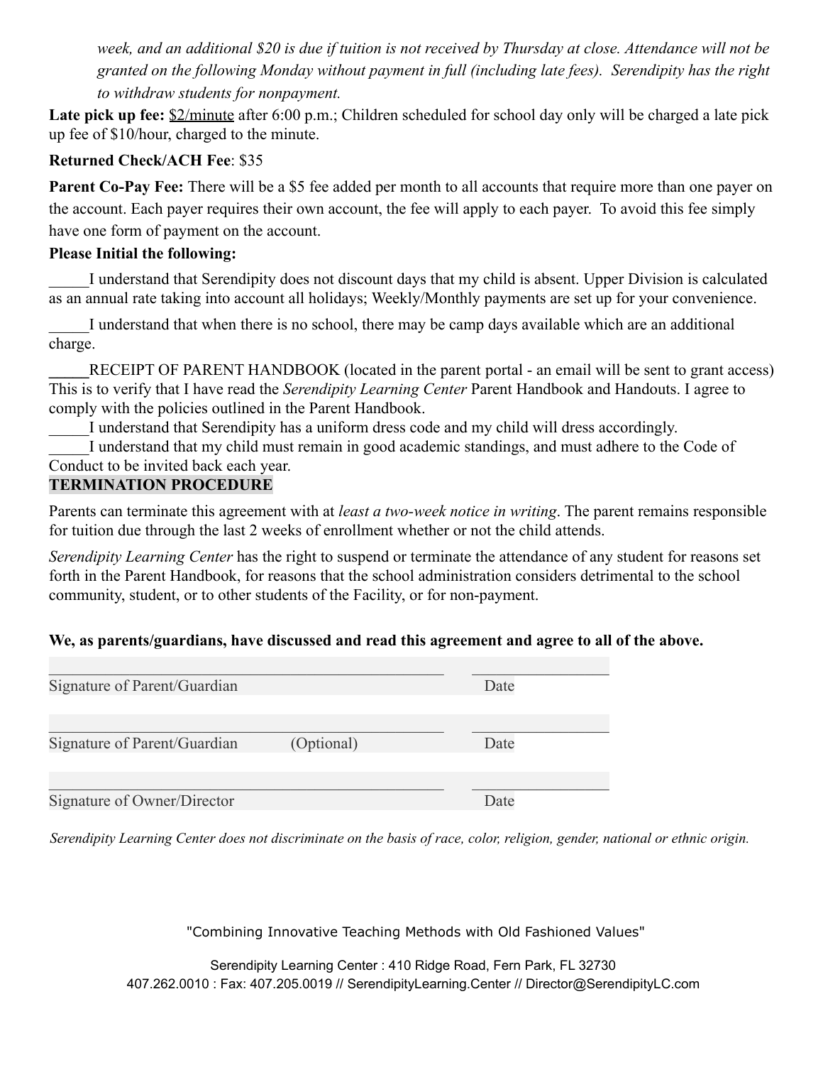*week, and an additional $20 is due if tuition is not received by Thursday at close. Attendance will not be granted on the following Monday without payment in full (including late fees). Serendipity has the right to withdraw students for nonpayment.*

**Late pick up fee:** $2/minute after 6:00 p.m.; Children scheduled for school day only will be charged a late pick up fee of $10/hour, charged to the minute.

**Returned Check/ACH Fee**: $35

**Parent Co-Pay Fee:** There will be a $5 fee added per month to all accounts that require more than one payer on the account. Each payer requires their own account, the fee will apply to each payer. To avoid this fee simply have one form of payment on the account.

**Please Initial the following:**

_____I understand that Serendipity does not discount days that my child is absent. Upper Division is calculated as an annual rate taking into account all holidays; Weekly/Monthly payments are set up for your convenience.

_____I understand that when there is no school, there may be camp days available which are an additional charge.

_____RECEIPT OF PARENT HANDBOOK (located in the parent portal - an email will be sent to grant access) This is to verify that I have read the *Serendipity Learning Center* Parent Handbook and Handouts. I agree to comply with the policies outlined in the Parent Handbook.

_____I understand that Serendipity has a uniform dress code and my child will dress accordingly.

_____I understand that my child must remain in good academic standings, and must adhere to the Code of Conduct to be invited back each year.

**TERMINATION PROCEDURE**

Parents can terminate this agreement with at *least a two-week notice in writing*. The parent remains responsible for tuition due through the last 2 weeks of enrollment whether or not the child attends.

*Serendipity Learning Center* has the right to suspend or terminate the attendance of any student for reasons set forth in the Parent Handbook, for reasons that the school administration considers detrimental to the school community, student, or to other students of the Facility, or for non-payment.

**We, as parents/guardians, have discussed and read this agreement and agree to all of the above.**

_______________________________________________ _______________
Signature of Parent/Guardian Date

_______________________________________________ _______________
Signature of Parent/Guardian (Optional) Date

_______________________________________________ _______________
Signature of Owner/Director Date

*Serendipity Learning Center does not discriminate on the basis of race, color, religion, gender, national or ethnic origin.*

"Combining Innovative Teaching Methods with Old Fashioned Values"

Serendipity Learning Center : 410 Ridge Road, Fern Park, FL 32730
407.262.0010 : Fax: 407.205.0019 // SerendipityLearning.Center // Director@SerendipityLC.com